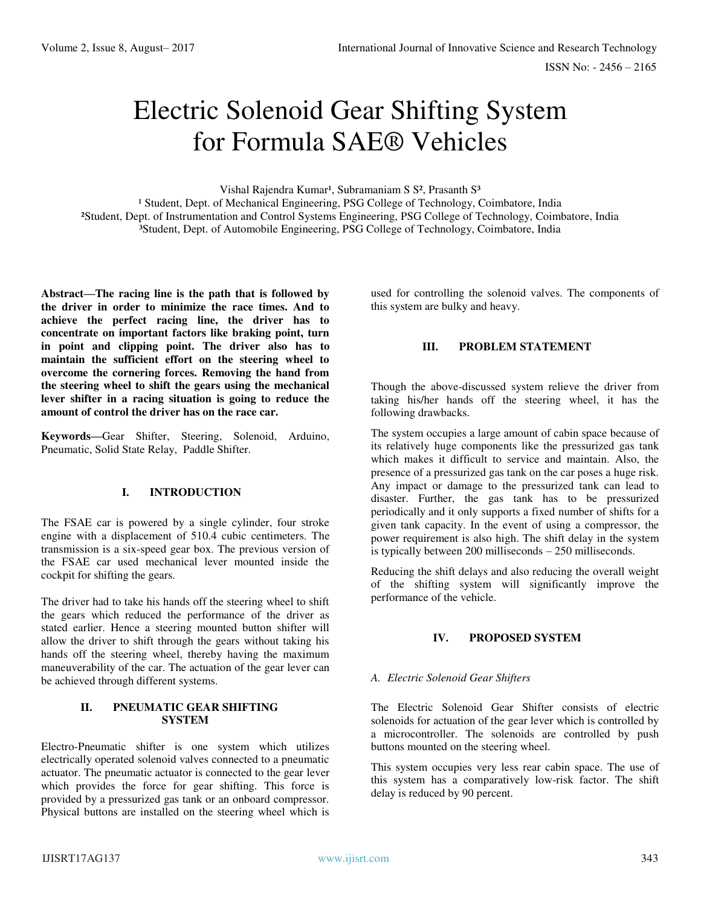# Electric Solenoid Gear Shifting System for Formula SAE® Vehicles

Vishal Rajendra Kumar[1], Subramaniam S S[2], Prasanth S[3]

[1] Student, Dept. of Mechanical Engineering, PSG College of Technology, Coimbatore, India
[2]Student, Dept. of Instrumentation and Control Systems Engineering, PSG College of Technology, Coimbatore, India
[3]Student, Dept. of Automobile Engineering, PSG College of Technology, Coimbatore, India

**Abstract—The racing line is the path that is followed by the driver in order to minimize the race times. And to achieve the perfect racing line, the driver has to concentrate on important factors like braking point, turn in point and clipping point. The driver also has to maintain the sufficient effort on the steering wheel to overcome the cornering forces. Removing the hand from the steering wheel to shift the gears using the mechanical lever shifter in a racing situation is going to reduce the amount of control the driver has on the race car.**

**Keywords—**Gear Shifter, Steering, Solenoid, Arduino, Pneumatic, Solid State Relay, Paddle Shifter.

## I. INTRODUCTION

The FSAE car is powered by a single cylinder, four stroke engine with a displacement of 510.4 cubic centimeters. The transmission is a six-speed gear box. The previous version of the FSAE car used mechanical lever mounted inside the cockpit for shifting the gears.

The driver had to take his hands off the steering wheel to shift the gears which reduced the performance of the driver as stated earlier. Hence a steering mounted button shifter will allow the driver to shift through the gears without taking his hands off the steering wheel, thereby having the maximum maneuverability of the car. The actuation of the gear lever can be achieved through different systems.

## II. PNEUMATIC GEAR SHIFTING SYSTEM

Electro-Pneumatic shifter is one system which utilizes electrically operated solenoid valves connected to a pneumatic actuator. The pneumatic actuator is connected to the gear lever which provides the force for gear shifting. This force is provided by a pressurized gas tank or an onboard compressor. Physical buttons are installed on the steering wheel which is used for controlling the solenoid valves. The components of this system are bulky and heavy.

## III. PROBLEM STATEMENT

Though the above-discussed system relieve the driver from taking his/her hands off the steering wheel, it has the following drawbacks.

The system occupies a large amount of cabin space because of its relatively huge components like the pressurized gas tank which makes it difficult to service and maintain. Also, the presence of a pressurized gas tank on the car poses a huge risk. Any impact or damage to the pressurized tank can lead to disaster. Further, the gas tank has to be pressurized periodically and it only supports a fixed number of shifts for a given tank capacity. In the event of using a compressor, the power requirement is also high. The shift delay in the system is typically between 200 milliseconds – 250 milliseconds.

Reducing the shift delays and also reducing the overall weight of the shifting system will significantly improve the performance of the vehicle.

## IV. PROPOSED SYSTEM

### *A. Electric Solenoid Gear Shifters*

The Electric Solenoid Gear Shifter consists of electric solenoids for actuation of the gear lever which is controlled by a microcontroller. The solenoids are controlled by push buttons mounted on the steering wheel.

This system occupies very less rear cabin space. The use of this system has a comparatively low-risk factor. The shift delay is reduced by 90 percent.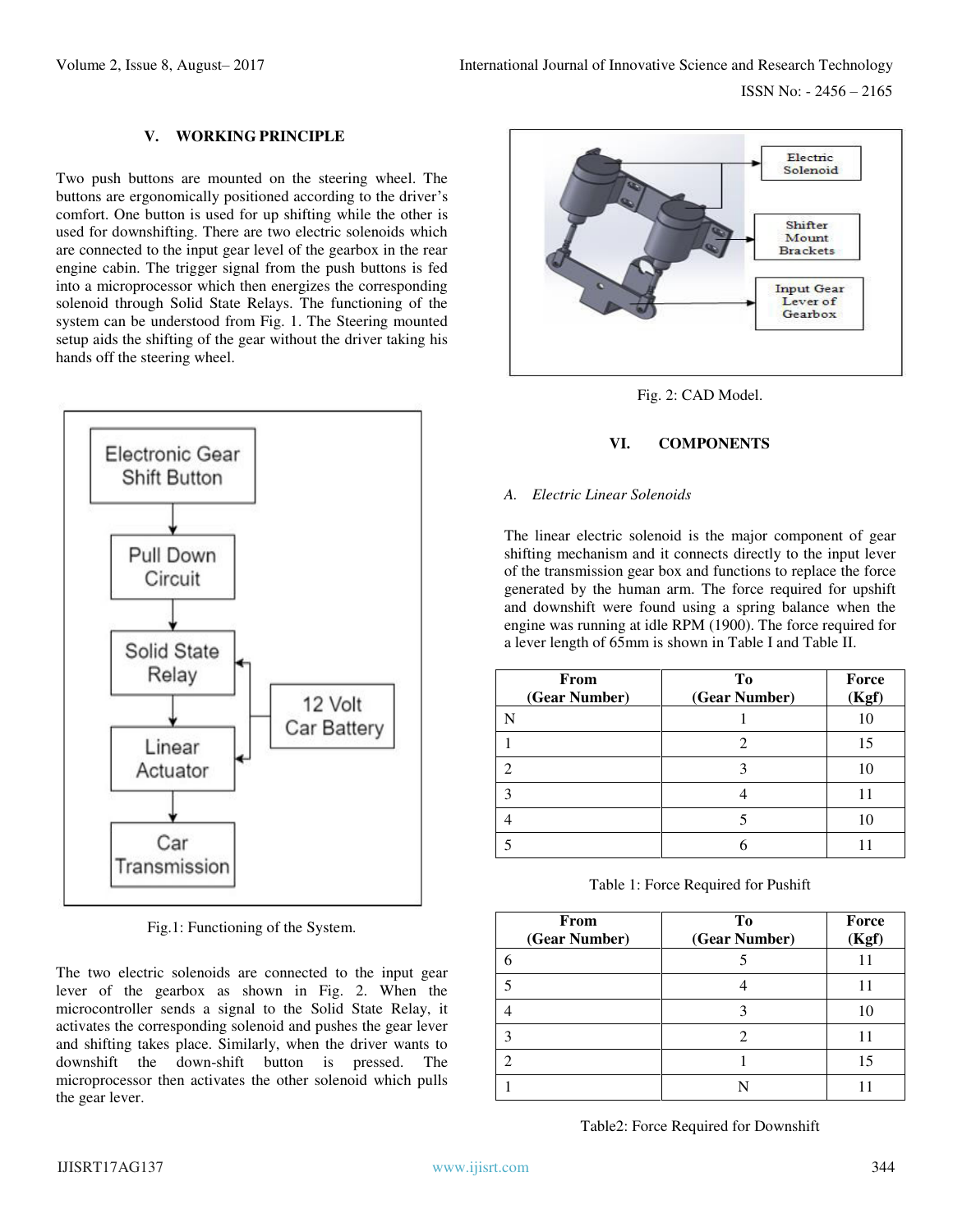## V. WORKING PRINCIPLE

Two push buttons are mounted on the steering wheel. The buttons are ergonomically positioned according to the driver's comfort. One button is used for up shifting while the other is used for downshifting. There are two electric solenoids which are connected to the input gear level of the gearbox in the rear engine cabin. The trigger signal from the push buttons is fed into a microprocessor which then energizes the corresponding solenoid through Solid State Relays. The functioning of the system can be understood from Fig. 1. The Steering mounted setup aids the shifting of the gear without the driver taking his hands off the steering wheel.

Fig.1: Functioning of the System.

The two electric solenoids are connected to the input gear lever of the gearbox as shown in Fig. 2. When the microcontroller sends a signal to the Solid State Relay, it activates the corresponding solenoid and pushes the gear lever and shifting takes place. Similarly, when the driver wants to downshift the down-shift button is pressed. The microprocessor then activates the other solenoid which pulls the gear lever.

Fig. 2: CAD Model.

## VI. COMPONENTS

### A. *Electric Linear Solenoids*

The linear electric solenoid is the major component of gear shifting mechanism and it connects directly to the input lever of the transmission gear box and functions to replace the force generated by the human arm. The force required for upshift and downshift were found using a spring balance when the engine was running at idle RPM (1900). The force required for a lever length of 65mm is shown in Table I and Table II.

| From (Gear Number) | To (Gear Number) | Force (Kgf) |
|---|---|---|
| N | 1 | 10 |
| 1 | 2 | 15 |
| 2 | 3 | 10 |
| 3 | 4 | 11 |
| 4 | 5 | 10 |
| 5 | 6 | 11 |

Table 1: Force Required for Pushift

| From (Gear Number) | To (Gear Number) | Force (Kgf) |
|---|---|---|
| 6 | 5 | 11 |
| 5 | 4 | 11 |
| 4 | 3 | 10 |
| 3 | 2 | 11 |
| 2 | 1 | 15 |
| 1 | N | 11 |

Table2: Force Required for Downshift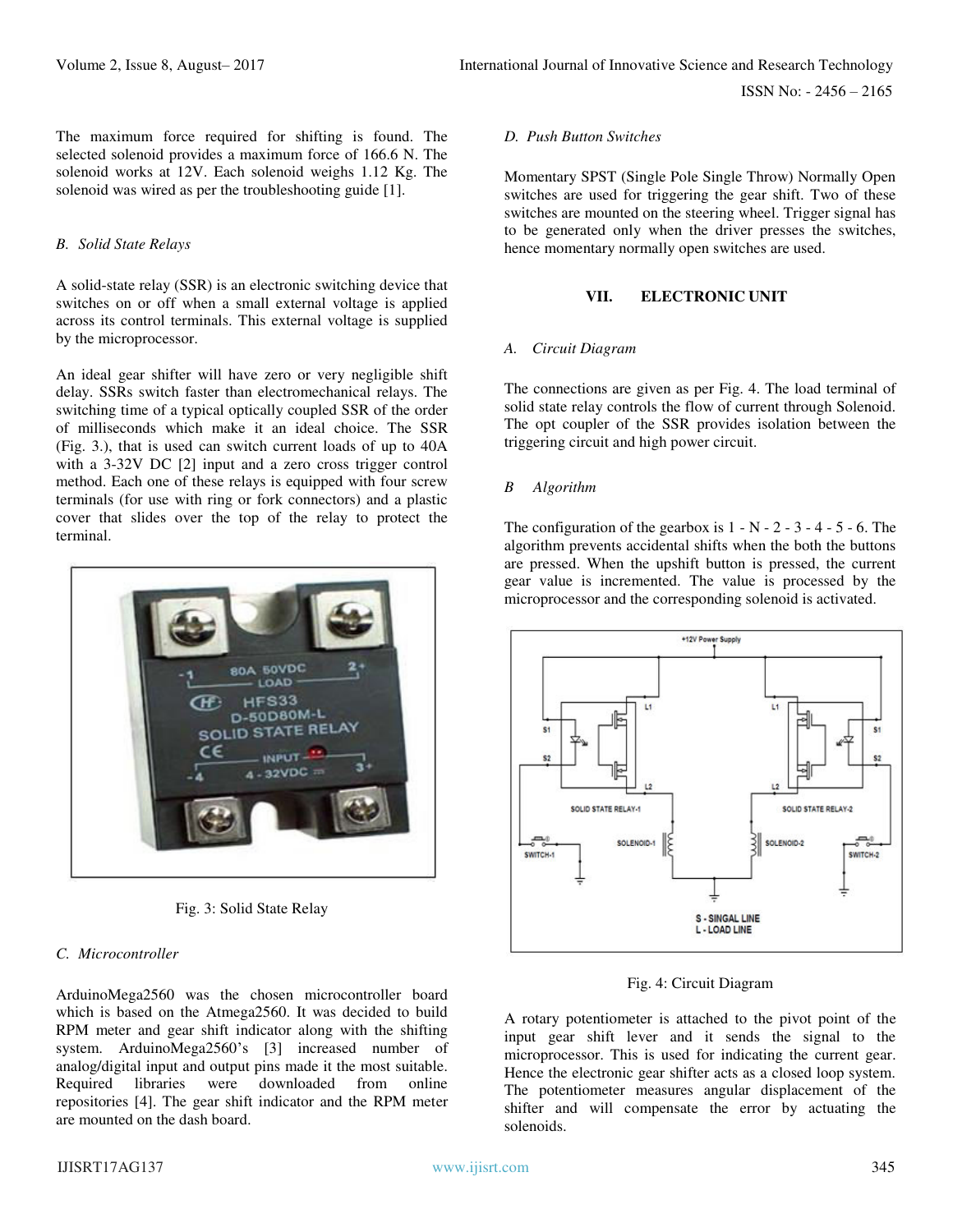The maximum force required for shifting is found. The selected solenoid provides a maximum force of 166.6 N. The solenoid works at 12V. Each solenoid weighs 1.12 Kg. The solenoid was wired as per the troubleshooting guide [1].

### *B. Solid State Relays*

A solid-state relay (SSR) is an electronic switching device that switches on or off when a small external voltage is applied across its control terminals. This external voltage is supplied by the microprocessor.

An ideal gear shifter will have zero or very negligible shift delay. SSRs switch faster than electromechanical relays. The switching time of a typical optically coupled SSR of the order of milliseconds which make it an ideal choice. The SSR (Fig. 3.), that is used can switch current loads of up to 40A with a 3-32V DC [2] input and a zero cross trigger control method. Each one of these relays is equipped with four screw terminals (for use with ring or fork connectors) and a plastic cover that slides over the top of the relay to protect the terminal.

Fig. 3: Solid State Relay

### *C. Microcontroller*

ArduinoMega2560 was the chosen microcontroller board which is based on the Atmega2560. It was decided to build RPM meter and gear shift indicator along with the shifting system. ArduinoMega2560's [3] increased number of analog/digital input and output pins made it the most suitable. Required libraries were downloaded from online repositories [4]. The gear shift indicator and the RPM meter are mounted on the dash board.

### *D. Push Button Switches*

Momentary SPST (Single Pole Single Throw) Normally Open switches are used for triggering the gear shift. Two of these switches are mounted on the steering wheel. Trigger signal has to be generated only when the driver presses the switches, hence momentary normally open switches are used.

## VII. ELECTRONIC UNIT

### *A. Circuit Diagram*

The connections are given as per Fig. 4. The load terminal of solid state relay controls the flow of current through Solenoid. The opt coupler of the SSR provides isolation between the triggering circuit and high power circuit.

### *B Algorithm*

The configuration of the gearbox is 1 - N - 2 - 3 - 4 - 5 - 6. The algorithm prevents accidental shifts when the both the buttons are pressed. When the upshift button is pressed, the current gear value is incremented. The value is processed by the microprocessor and the corresponding solenoid is activated.

Fig. 4: Circuit Diagram

A rotary potentiometer is attached to the pivot point of the input gear shift lever and it sends the signal to the microprocessor. This is used for indicating the current gear. Hence the electronic gear shifter acts as a closed loop system. The potentiometer measures angular displacement of the shifter and will compensate the error by actuating the solenoids.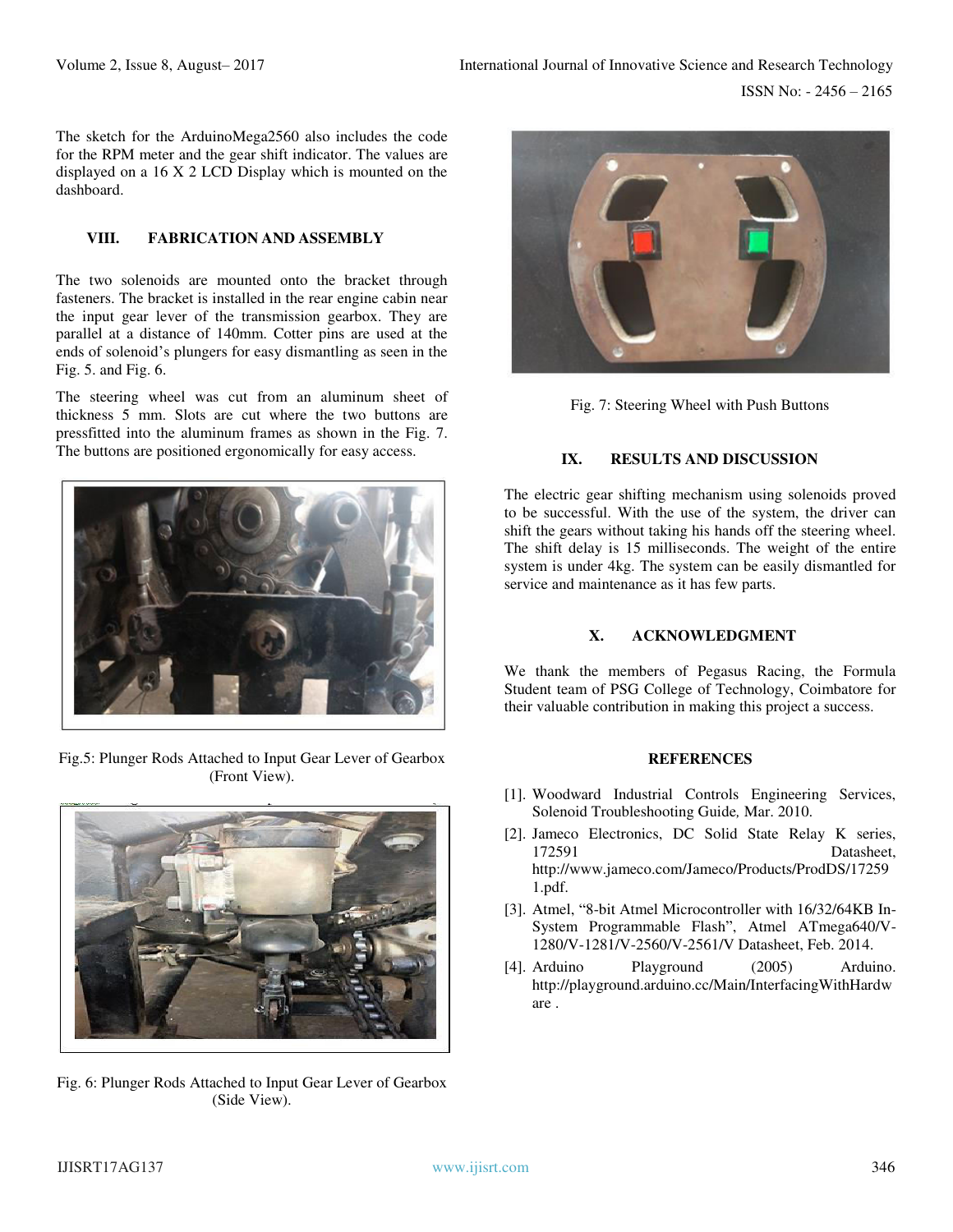The sketch for the ArduinoMega2560 also includes the code for the RPM meter and the gear shift indicator. The values are displayed on a 16 X 2 LCD Display which is mounted on the dashboard.

## VIII. FABRICATION AND ASSEMBLY

The two solenoids are mounted onto the bracket through fasteners. The bracket is installed in the rear engine cabin near the input gear lever of the transmission gearbox. They are parallel at a distance of 140mm. Cotter pins are used at the ends of solenoid's plungers for easy dismantling as seen in the Fig. 5. and Fig. 6.

The steering wheel was cut from an aluminum sheet of thickness 5 mm. Slots are cut where the two buttons are pressfitted into the aluminum frames as shown in the Fig. 7. The buttons are positioned ergonomically for easy access.

Fig.5: Plunger Rods Attached to Input Gear Lever of Gearbox (Front View).

Fig. 6: Plunger Rods Attached to Input Gear Lever of Gearbox (Side View).

Fig. 7: Steering Wheel with Push Buttons

## IX. RESULTS AND DISCUSSION

The electric gear shifting mechanism using solenoids proved to be successful. With the use of the system, the driver can shift the gears without taking his hands off the steering wheel. The shift delay is 15 milliseconds. The weight of the entire system is under 4kg. The system can be easily dismantled for service and maintenance as it has few parts.

## X. ACKNOWLEDGMENT

We thank the members of Pegasus Racing, the Formula Student team of PSG College of Technology, Coimbatore for their valuable contribution in making this project a success.

## REFERENCES

[1]. Woodward Industrial Controls Engineering Services, *Solenoid Troubleshooting Guide,* Mar. 2010.

[2]. Jameco Electronics, DC Solid State Relay K series, 172591 Datasheet, http://www.jameco.com/Jameco/Products/ProdDS/172591.pdf.

[3]. Atmel, "8-bit Atmel Microcontroller with 16/32/64KB In-System Programmable Flash", Atmel ATmega640/V-1280/V-1281/V-2560/V-2561/V Datasheet, Feb. 2014.

[4]. Arduino Playground (2005) Arduino. http://playground.arduino.cc/Main/InterfacingWithHardware .